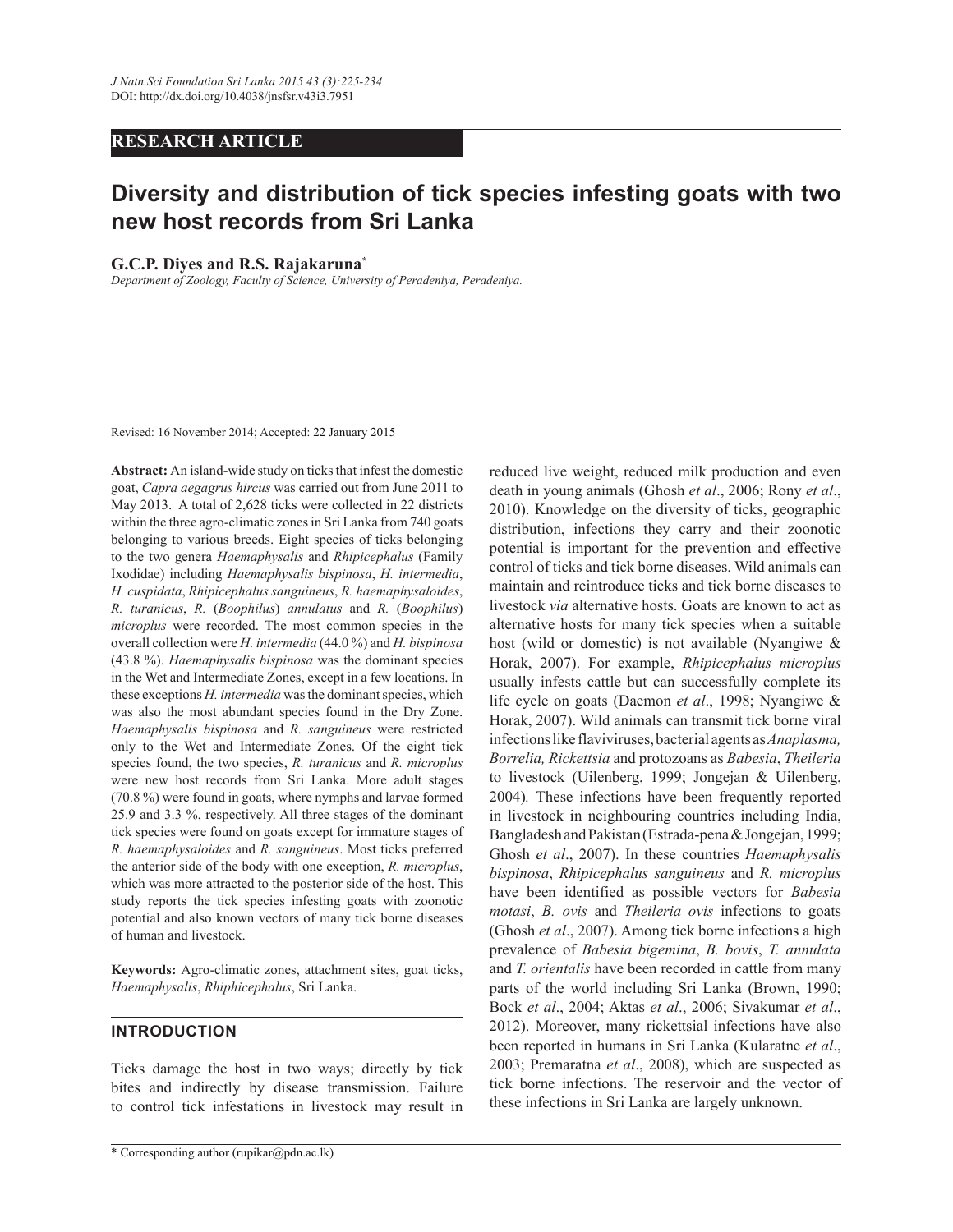# RESEARCH ARTICLE

## Diversity and distribution of tick species infesting goats with two new host records from Sri Lanka

**G.C.P. Diyes and R.S. Rajakaruna[*]**

*Department of Zoology, Faculty of Science, University of Peradeniya, Peradeniya.*

Revised: 16 November 2014; Accepted: 22 January 2015

**Abstract:** An island-wide study on ticks that infest the domestic goat, *Capra aegagrus hircus* was carried out from June 2011 to May 2013. A total of 2,628 ticks were collected in 22 districts within the three agro-climatic zones in Sri Lanka from 740 goats belonging to various breeds. Eight species of ticks belonging to the two genera *Haemaphysalis* and *Rhipicephalus* (Family Ixodidae) including *Haemaphysalis bispinosa*, *H. intermedia*, *H. cuspidata*, *Rhipicephalus sanguineus*, *R. haemaphysaloides*, *R. turanicus*, *R.* (*Boophilus*) *annulatus* and *R.* (*Boophilus*) *microplus* were recorded. The most common species in the overall collection were *H. intermedia* (44.0 %) and *H. bispinosa* (43.8 %). *Haemaphysalis bispinosa* was the dominant species in the Wet and Intermediate Zones, except in a few locations. In these exceptions *H. intermedia* was the dominant species, which was also the most abundant species found in the Dry Zone. *Haemaphysalis bispinosa* and *R. sanguineus* were restricted only to the Wet and Intermediate Zones. Of the eight tick species found, the two species, *R. turanicus* and *R. microplus* were new host records from Sri Lanka. More adult stages (70.8 %) were found in goats, where nymphs and larvae formed 25.9 and 3.3 %, respectively. All three stages of the dominant tick species were found on goats except for immature stages of *R. haemaphysaloides* and *R. sanguineus*. Most ticks preferred the anterior side of the body with one exception, *R. microplus*, which was more attracted to the posterior side of the host. This study reports the tick species infesting goats with zoonotic potential and also known vectors of many tick borne diseases of human and livestock.

**Keywords:** Agro-climatic zones, attachment sites, goat ticks, *Haemaphysalis*, *Rhiphicephalus*, Sri Lanka.

## INTRODUCTION

Ticks damage the host in two ways; directly by tick bites and indirectly by disease transmission. Failure to control tick infestations in livestock may result in reduced live weight, reduced milk production and even death in young animals (Ghosh *et al*., 2006; Rony *et al*., 2010). Knowledge on the diversity of ticks, geographic distribution, infections they carry and their zoonotic potential is important for the prevention and effective control of ticks and tick borne diseases. Wild animals can maintain and reintroduce ticks and tick borne diseases to livestock *via* alternative hosts. Goats are known to act as alternative hosts for many tick species when a suitable host (wild or domestic) is not available (Nyangiwe & Horak, 2007). For example, *Rhipicephalus microplus* usually infests cattle but can successfully complete its life cycle on goats (Daemon *et al*., 1998; Nyangiwe & Horak, 2007). Wild animals can transmit tick borne viral infections like flaviviruses, bacterial agents as *Anaplasma, Borrelia, Rickettsia* and protozoans as *Babesia*, *Theileria* to livestock (Uilenberg, 1999; Jongejan & Uilenberg, 2004). These infections have been frequently reported in livestock in neighbouring countries including India, Bangladesh and Pakistan (Estrada-pena & Jongejan, 1999; Ghosh *et al*., 2007). In these countries *Haemaphysalis bispinosa*, *Rhipicephalus sanguineus* and *R. microplus* have been identified as possible vectors for *Babesia motasi*, *B. ovis* and *Theileria ovis* infections to goats (Ghosh *et al*., 2007). Among tick borne infections a high prevalence of *Babesia bigemina*, *B. bovis*, *T. annulata* and *T. orientalis* have been recorded in cattle from many parts of the world including Sri Lanka (Brown, 1990; Bock *et al*., 2004; Aktas *et al*., 2006; Sivakumar *et al*., 2012). Moreover, many rickettsial infections have also been reported in humans in Sri Lanka (Kularatne *et al*., 2003; Premaratna *et al*., 2008), which are suspected as tick borne infections. The reservoir and the vector of these infections in Sri Lanka are largely unknown.

[*] Corresponding author (rupikar@pdn.ac.lk)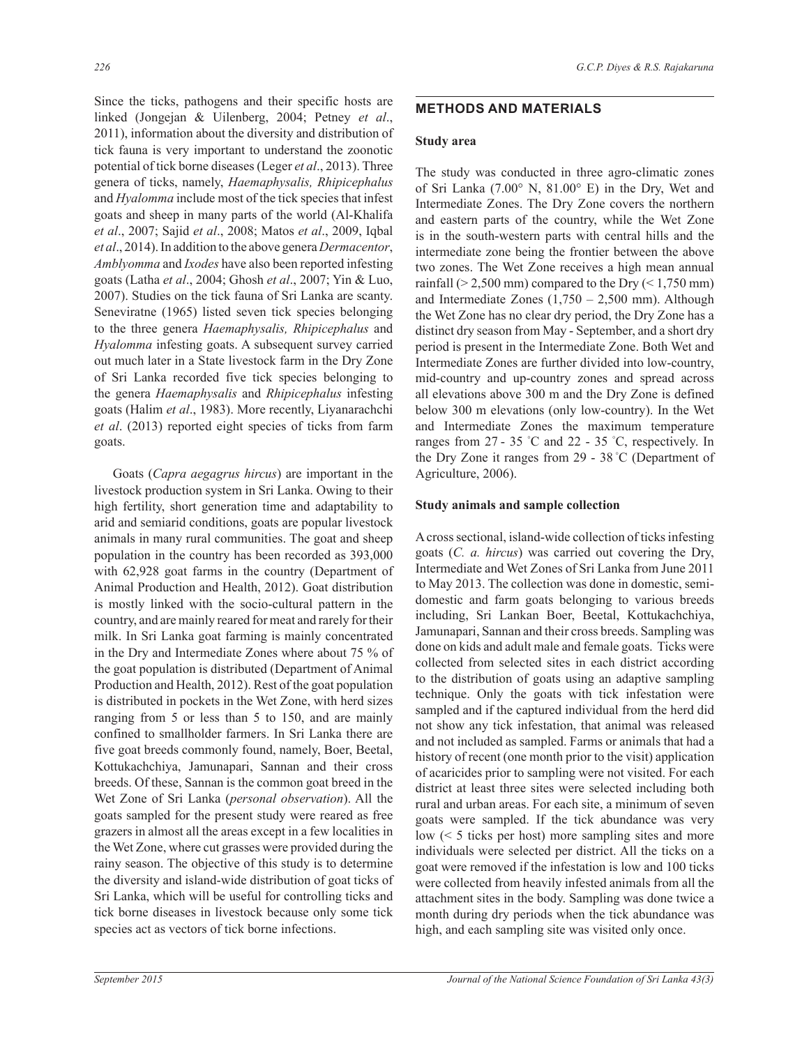Since the ticks, pathogens and their specific hosts are linked (Jongejan & Uilenberg, 2004; Petney *et al*., 2011), information about the diversity and distribution of tick fauna is very important to understand the zoonotic potential of tick borne diseases (Leger *et al*., 2013). Three genera of ticks, namely, *Haemaphysalis, Rhipicephalus* and *Hyalomma* include most of the tick species that infest goats and sheep in many parts of the world (Al-Khalifa *et al*., 2007; Sajid *et al*., 2008; Matos *et al*., 2009, Iqbal *et al*., 2014). In addition to the above genera *Dermacentor*, *Amblyomma* and *Ixodes* have also been reported infesting goats (Latha *et al*., 2004; Ghosh *et al*., 2007; Yin & Luo, 2007). Studies on the tick fauna of Sri Lanka are scanty. Seneviratne (1965) listed seven tick species belonging to the three genera *Haemaphysalis, Rhipicephalus* and *Hyalomma* infesting goats. A subsequent survey carried out much later in a State livestock farm in the Dry Zone of Sri Lanka recorded five tick species belonging to the genera *Haemaphysalis* and *Rhipicephalus* infesting goats (Halim *et al*., 1983). More recently, Liyanarachchi *et al*. (2013) reported eight species of ticks from farm goats.

Goats (*Capra aegagrus hircus*) are important in the livestock production system in Sri Lanka. Owing to their high fertility, short generation time and adaptability to arid and semiarid conditions, goats are popular livestock animals in many rural communities. The goat and sheep population in the country has been recorded as 393,000 with 62,928 goat farms in the country (Department of Animal Production and Health, 2012). Goat distribution is mostly linked with the socio-cultural pattern in the country, and are mainly reared for meat and rarely for their milk. In Sri Lanka goat farming is mainly concentrated in the Dry and Intermediate Zones where about 75 % of the goat population is distributed (Department of Animal Production and Health, 2012). Rest of the goat population is distributed in pockets in the Wet Zone, with herd sizes ranging from 5 or less than 5 to 150, and are mainly confined to smallholder farmers. In Sri Lanka there are five goat breeds commonly found, namely, Boer, Beetal, Kottukachchiya, Jamunapari, Sannan and their cross breeds. Of these, Sannan is the common goat breed in the Wet Zone of Sri Lanka (*personal observation*). All the goats sampled for the present study were reared as free grazers in almost all the areas except in a few localities in the Wet Zone, where cut grasses were provided during the rainy season. The objective of this study is to determine the diversity and island-wide distribution of goat ticks of Sri Lanka, which will be useful for controlling ticks and tick borne diseases in livestock because only some tick species act as vectors of tick borne infections.

## METHODS AND MATERIALS

### Study area

The study was conducted in three agro-climatic zones of Sri Lanka (7.00° N, 81.00° E) in the Dry, Wet and Intermediate Zones. The Dry Zone covers the northern and eastern parts of the country, while the Wet Zone is in the south-western parts with central hills and the intermediate zone being the frontier between the above two zones. The Wet Zone receives a high mean annual rainfall (> 2,500 mm) compared to the Dry (< 1,750 mm) and Intermediate Zones (1,750 – 2,500 mm). Although the Wet Zone has no clear dry period, the Dry Zone has a distinct dry season from May - September, and a short dry period is present in the Intermediate Zone. Both Wet and Intermediate Zones are further divided into low-country, mid-country and up-country zones and spread across all elevations above 300 m and the Dry Zone is defined below 300 m elevations (only low-country). In the Wet and Intermediate Zones the maximum temperature ranges from 27 - 35 ˚C and 22 - 35 ˚C, respectively. In the Dry Zone it ranges from 29 - 38 ˚C (Department of Agriculture, 2006).

### Study animals and sample collection

A cross sectional, island-wide collection of ticks infesting goats (*C. a. hircus*) was carried out covering the Dry, Intermediate and Wet Zones of Sri Lanka from June 2011 to May 2013. The collection was done in domestic, semi-domestic and farm goats belonging to various breeds including, Sri Lankan Boer, Beetal, Kottukachchiya, Jamunapari, Sannan and their cross breeds. Sampling was done on kids and adult male and female goats. Ticks were collected from selected sites in each district according to the distribution of goats using an adaptive sampling technique. Only the goats with tick infestation were sampled and if the captured individual from the herd did not show any tick infestation, that animal was released and not included as sampled. Farms or animals that had a history of recent (one month prior to the visit) application of acaricides prior to sampling were not visited. For each district at least three sites were selected including both rural and urban areas. For each site, a minimum of seven goats were sampled. If the tick abundance was very low (< 5 ticks per host) more sampling sites and more individuals were selected per district. All the ticks on a goat were removed if the infestation is low and 100 ticks were collected from heavily infested animals from all the attachment sites in the body. Sampling was done twice a month during dry periods when the tick abundance was high, and each sampling site was visited only once.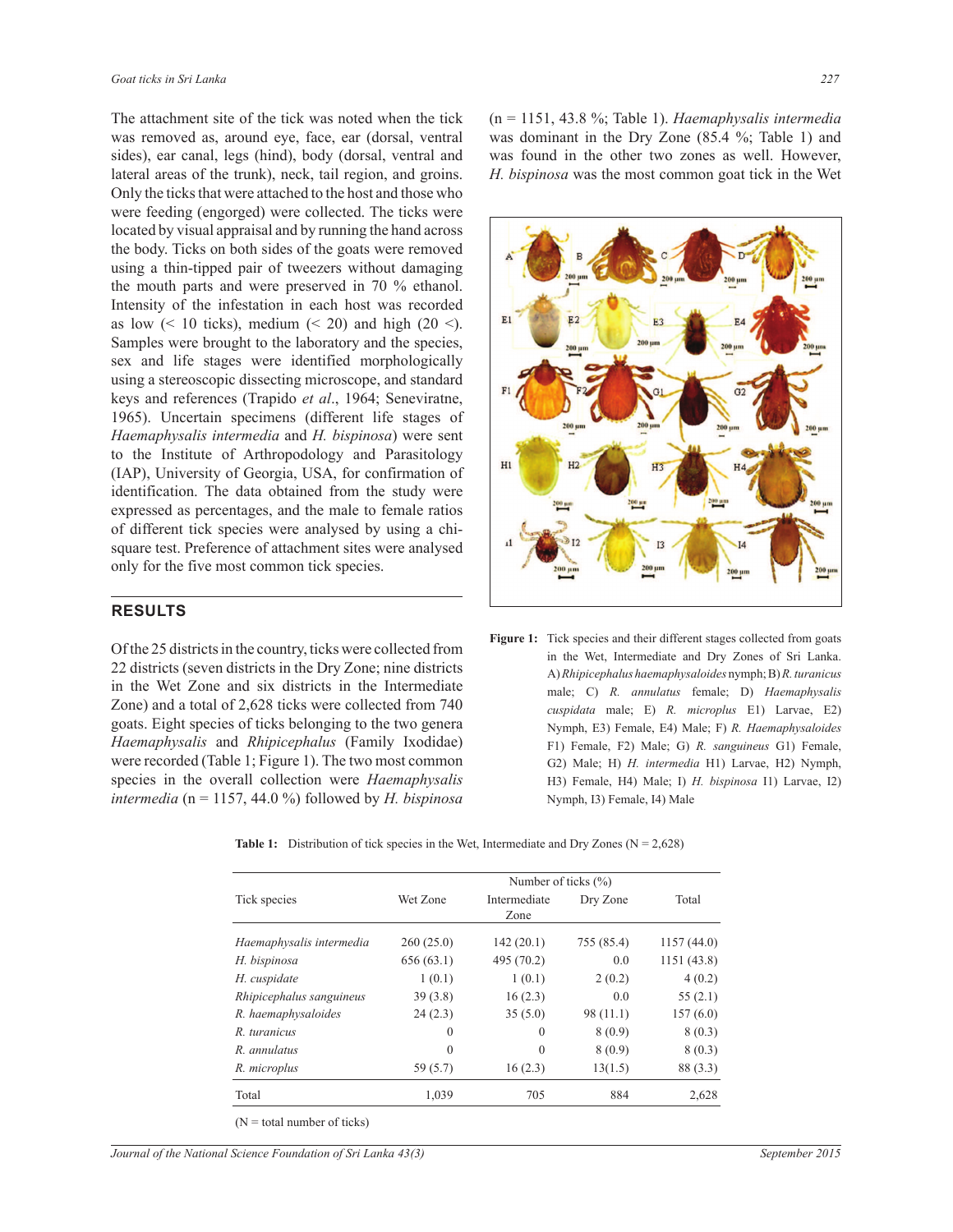The attachment site of the tick was noted when the tick was removed as, around eye, face, ear (dorsal, ventral sides), ear canal, legs (hind), body (dorsal, ventral and lateral areas of the trunk), neck, tail region, and groins. Only the ticks that were attached to the host and those who were feeding (engorged) were collected. The ticks were located by visual appraisal and by running the hand across the body. Ticks on both sides of the goats were removed using a thin-tipped pair of tweezers without damaging the mouth parts and were preserved in 70 % ethanol. Intensity of the infestation in each host was recorded as low (< 10 ticks), medium (< 20) and high (20 <). Samples were brought to the laboratory and the species, sex and life stages were identified morphologically using a stereoscopic dissecting microscope, and standard keys and references (Trapido *et al*., 1964; Seneviratne, 1965). Uncertain specimens (different life stages of *Haemaphysalis intermedia* and *H. bispinosa*) were sent to the Institute of Arthropodology and Parasitology (IAP), University of Georgia, USA, for confirmation of identification. The data obtained from the study were expressed as percentages, and the male to female ratios of different tick species were analysed by using a chi-square test. Preference of attachment sites were analysed only for the five most common tick species.

## RESULTS

Of the 25 districts in the country, ticks were collected from 22 districts (seven districts in the Dry Zone; nine districts in the Wet Zone and six districts in the Intermediate Zone) and a total of 2,628 ticks were collected from 740 goats. Eight species of ticks belonging to the two genera *Haemaphysalis* and *Rhipicephalus* (Family Ixodidae) were recorded (Table 1; Figure 1). The two most common species in the overall collection were *Haemaphysalis intermedia* (n = 1157, 44.0 %) followed by *H. bispinosa* (n = 1151, 43.8 %; Table 1). *Haemaphysalis intermedia* was dominant in the Dry Zone (85.4 %; Table 1) and was found in the other two zones as well. However, *H. bispinosa* was the most common goat tick in the Wet

**Figure 1:** Tick species and their different stages collected from goats in the Wet, Intermediate and Dry Zones of Sri Lanka. A) *Rhipicephalus haemaphysaloides* nymph; B) *R. turanicus* male; C) *R. annulatus* female; D) *Haemaphysalis cuspidata* male; E) *R. microplus* E1) Larvae, E2) Nymph, E3) Female, E4) Male; F) *R. Haemaphysaloides* F1) Female, F2) Male; G) *R. sanguineus* G1) Female, G2) Male; H) *H. intermedia* H1) Larvae, H2) Nymph, H3) Female, H4) Male; I) *H. bispinosa* I1) Larvae, I2) Nymph, I3) Female, I4) Male

**Table 1:** Distribution of tick species in the Wet, Intermediate and Dry Zones (N = 2,628)

| Tick species | Number of ticks (%) | | | |
|---|---|---|---|---|
| | Wet Zone | Intermediate Zone | Dry Zone | Total |
| *Haemaphysalis intermedia* | 260 (25.0) | 142 (20.1) | 755 (85.4) | 1157 (44.0) |
| *H. bispinosa* | 656 (63.1) | 495 (70.2) | 0.0 | 1151 (43.8) |
| *H. cuspidate* | 1 (0.1) | 1 (0.1) | 2 (0.2) | 4 (0.2) |
| *Rhipicephalus sanguineus* | 39 (3.8) | 16 (2.3) | 0.0 | 55 (2.1) |
| *R. haemaphysaloides* | 24 (2.3) | 35 (5.0) | 98 (11.1) | 157 (6.0) |
| *R. turanicus* | 0 | 0 | 8 (0.9) | 8 (0.3) |
| *R. annulatus* | 0 | 0 | 8 (0.9) | 8 (0.3) |
| *R. microplus* | 59 (5.7) | 16 (2.3) | 13(1.5) | 88 (3.3) |
| Total | 1,039 | 705 | 884 | 2,628 |

(N = total number of ticks)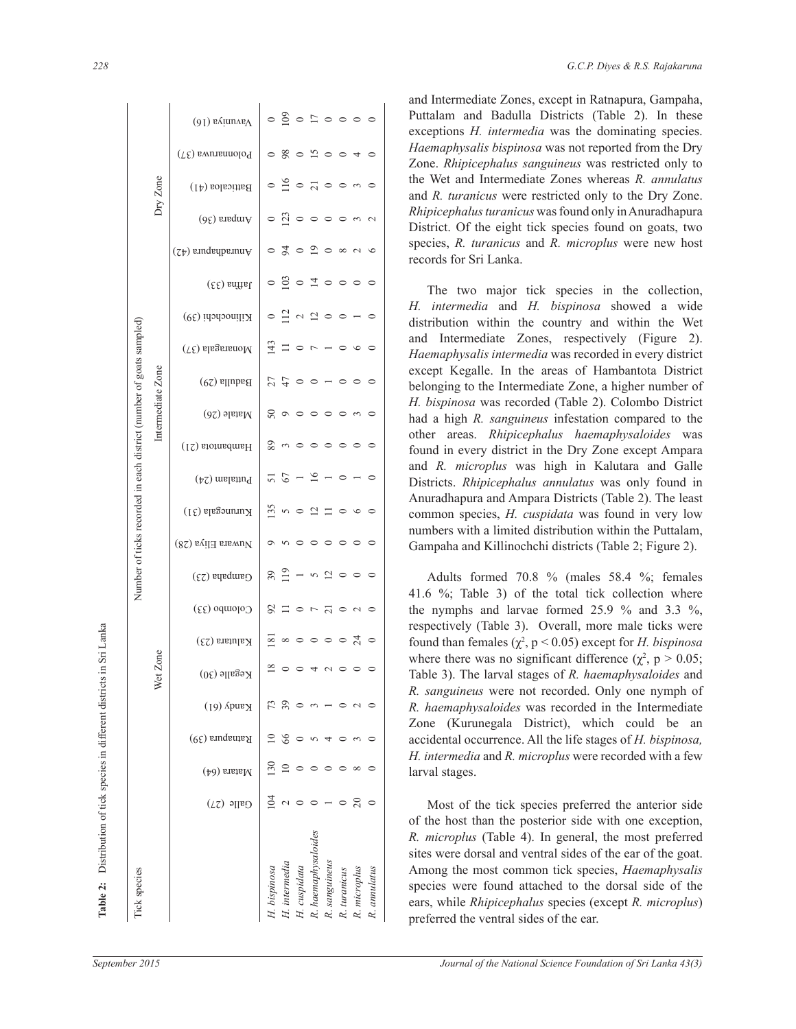**Table 2:** Distribution of tick species in different districts in Sri Lanka

| Tick species | Number of ticks recorded in each district (number of goats sampled) | | | | | | | | | | | | | | | | | | | | | |
|---|---|---|---|---|---|---|---|---|---|---|---|---|---|---|---|---|---|---|---|---|---|---|
| | Wet Zone | | | | | | | | Intermediate Zone | | | | | | | | | Dry Zone | | | | |
| | Galle (27) | Matara (64) | Ratnapura (39) | Kandy (61) | Kegalle (30) | Kalutara (23) | Colombo (33) | Gampaha (23) | Nuwara Eliya (28) | Kurunegala (31) | Puttalam (24) | Hambantota (21) | Matale (26) | Badulla (29) | Monaragala (37) | Kilinochchi (39) | Jaffna (33) | Anuradhapura (42) | Ampara (36) | Batticaloa (41) | Polonnaruwa (37) | Vavuniya (16) |
| *H. bispinosa* | 104 | 130 | 10 | 73 | 18 | 181 | 92 | 39 | 9 | 135 | 51 | 89 | 50 | 27 | 143 | 0 | 0 | 0 | 0 | 0 | 0 | 0 |
| *H. intermedia* | 2 | 10 | 66 | 39 | 0 | 8 | 11 | 119 | 5 | 5 | 67 | 3 | 9 | 47 | 11 | 112 | 103 | 94 | 123 | 116 | 98 | 109 |
| *H. cuspidata* | 0 | 0 | 0 | 0 | 0 | 0 | 0 | 1 | 0 | 0 | 1 | 0 | 0 | 0 | 0 | 2 | 0 | 0 | 0 | 0 | 0 | 0 |
| *R. haemaphysaloides* | 0 | 0 | 5 | 3 | 4 | 0 | 7 | 5 | 0 | 12 | 16 | 0 | 0 | 0 | 7 | 12 | 14 | 19 | 0 | 21 | 15 | 17 |
| *R. sanguineus* | 1 | 0 | 4 | 1 | 2 | 0 | 21 | 12 | 0 | 11 | 1 | 0 | 0 | 1 | 1 | 0 | 0 | 0 | 0 | 0 | 0 | 0 |
| *R. turanicus* | 0 | 0 | 0 | 0 | 0 | 0 | 0 | 0 | 0 | 0 | 0 | 0 | 0 | 0 | 0 | 0 | 0 | 8 | 0 | 0 | 0 | 0 |
| *R. microplus* | 20 | 8 | 3 | 2 | 0 | 24 | 2 | 0 | 0 | 6 | 1 | 0 | 3 | 0 | 6 | 1 | 0 | 2 | 3 | 3 | 4 | 0 |
| *R. annulatus* | 0 | 0 | 0 | 0 | 0 | 0 | 0 | 0 | 0 | 0 | 0 | 0 | 0 | 0 | 0 | 0 | 0 | 6 | 2 | 0 | 0 | 0 |

and Intermediate Zones, except in Ratnapura, Gampaha, Puttalam and Badulla Districts (Table 2). In these exceptions *H. intermedia* was the dominating species. *Haemaphysalis bispinosa* was not reported from the Dry Zone. *Rhipicephalus sanguineus* was restricted only to the Wet and Intermediate Zones whereas *R. annulatus* and *R. turanicus* were restricted only to the Dry Zone. *Rhipicephalus turanicus* was found only in Anuradhapura District. Of the eight tick species found on goats, two species, *R. turanicus* and *R. microplus* were new host records for Sri Lanka.

The two major tick species in the collection, *H. intermedia* and *H. bispinosa* showed a wide distribution within the country and within the Wet and Intermediate Zones, respectively (Figure 2). *Haemaphysalis intermedia* was recorded in every district except Kegalle. In the areas of Hambantota District belonging to the Intermediate Zone, a higher number of *H. bispinosa* was recorded (Table 2). Colombo District had a high *R. sanguineus* infestation compared to the other areas. *Rhipicephalus haemaphysaloides* was found in every district in the Dry Zone except Ampara and *R. microplus* was high in Kalutara and Galle Districts. *Rhipicephalus annulatus* was only found in Anuradhapura and Ampara Districts (Table 2). The least common species, *H. cuspidata* was found in very low numbers with a limited distribution within the Puttalam, Gampaha and Killinochchi districts (Table 2; Figure 2).

Adults formed 70.8 % (males 58.4 %; females 41.6 %; Table 3) of the total tick collection where the nymphs and larvae formed 25.9 % and 3.3 %, respectively (Table 3). Overall, more male ticks were found than females ($\chi^2$, $p < 0.05$) except for *H. bispinosa* where there was no significant difference ($\chi^2$, $p > 0.05$; Table 3). The larval stages of *R. haemaphysaloides* and *R. sanguineus* were not recorded. Only one nymph of *R. haemaphysaloides* was recorded in the Intermediate Zone (Kurunegala District), which could be an accidental occurrence. All the life stages of *H. bispinosa, H. intermedia* and *R. microplus* were recorded with a few larval stages.

Most of the tick species preferred the anterior side of the host than the posterior side with one exception, *R. microplus* (Table 4). In general, the most preferred sites were dorsal and ventral sides of the ear of the goat. Among the most common tick species, *Haemaphysalis* species were found attached to the dorsal side of the ears, while *Rhipicephalus* species (except *R. microplus*) preferred the ventral sides of the ear.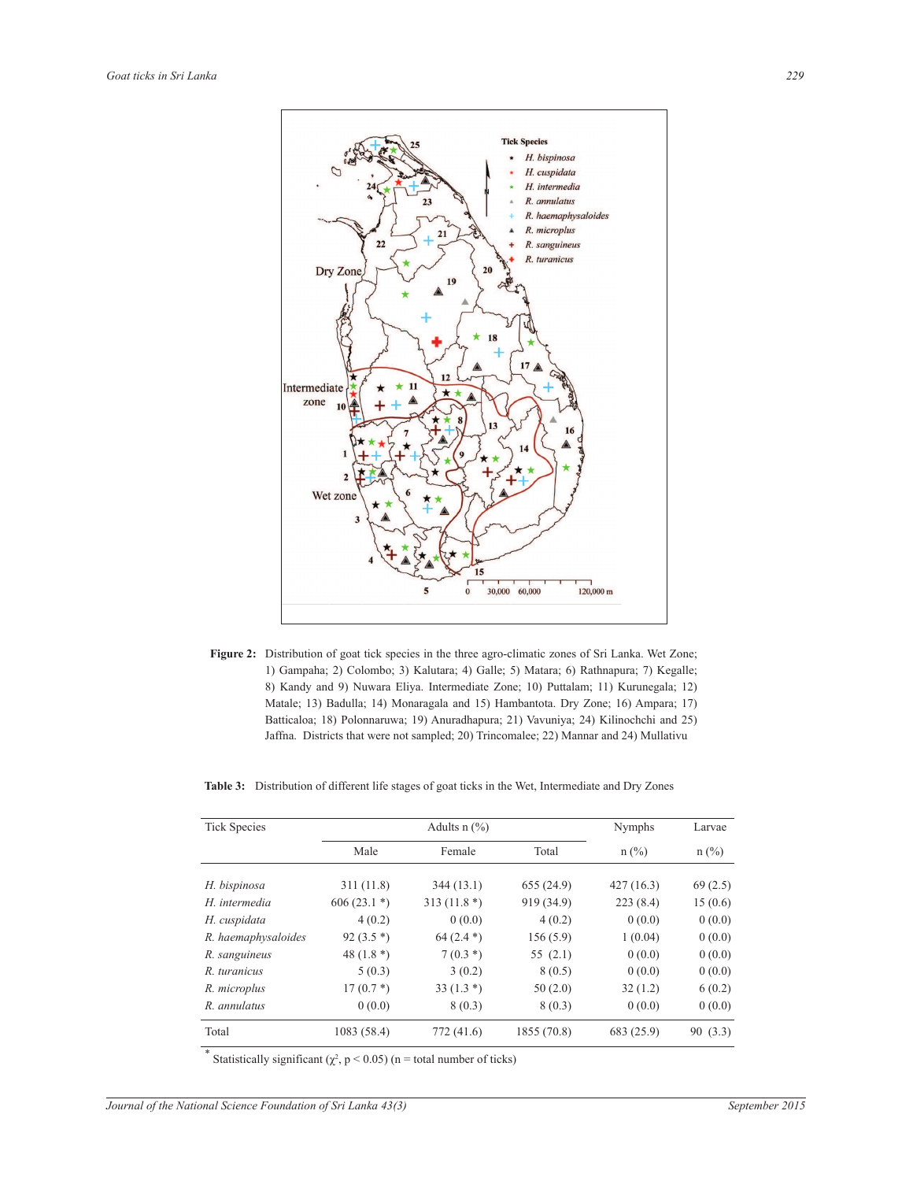**Figure 2:** Distribution of goat tick species in the three agro-climatic zones of Sri Lanka. Wet Zone; 1) Gampaha; 2) Colombo; 3) Kalutara; 4) Galle; 5) Matara; 6) Rathnapura; 7) Kegalle; 8) Kandy and 9) Nuwara Eliya. Intermediate Zone; 10) Puttalam; 11) Kurunegala; 12) Matale; 13) Badulla; 14) Monaragala and 15) Hambantota. Dry Zone; 16) Ampara; 17) Batticaloa; 18) Polonnaruwa; 19) Anuradhapura; 21) Vavuniya; 24) Kilinochchi and 25) Jaffna. Districts that were not sampled; 20) Trincomalee; 22) Mannar and 24) Mullativu

**Table 3:** Distribution of different life stages of goat ticks in the Wet, Intermediate and Dry Zones

| Tick Species | Adults n (%) | | | Nymphs | Larvae |
|---|---|---|---|---|---|
| | Male | Female | Total | n (%) | n (%) |
| *H. bispinosa* | 311 (11.8) | 344 (13.1) | 655 (24.9) | 427 (16.3) | 69 (2.5) |
| *H. intermedia* | 606 (23.1 *) | 313 (11.8 *) | 919 (34.9) | 223 (8.4) | 15 (0.6) |
| *H. cuspidata* | 4 (0.2) | 0 (0.0) | 4 (0.2) | 0 (0.0) | 0 (0.0) |
| *R. haemaphysaloides* | 92 (3.5 *) | 64 (2.4 *) | 156 (5.9) | 1 (0.04) | 0 (0.0) |
| *R. sanguineus* | 48 (1.8 *) | 7 (0.3 *) | 55 (2.1) | 0 (0.0) | 0 (0.0) |
| *R. turanicus* | 5 (0.3) | 3 (0.2) | 8 (0.5) | 0 (0.0) | 0 (0.0) |
| *R. microplus* | 17 (0.7 *) | 33 (1.3 *) | 50 (2.0) | 32 (1.2) | 6 (0.2) |
| *R. annulatus* | 0 (0.0) | 8 (0.3) | 8 (0.3) | 0 (0.0) | 0 (0.0) |
| Total | 1083 (58.4) | 772 (41.6) | 1855 (70.8) | 683 (25.9) | 90 (3.3) |

* Statistically significant ($\chi^2$, $p < 0.05$) (n = total number of ticks)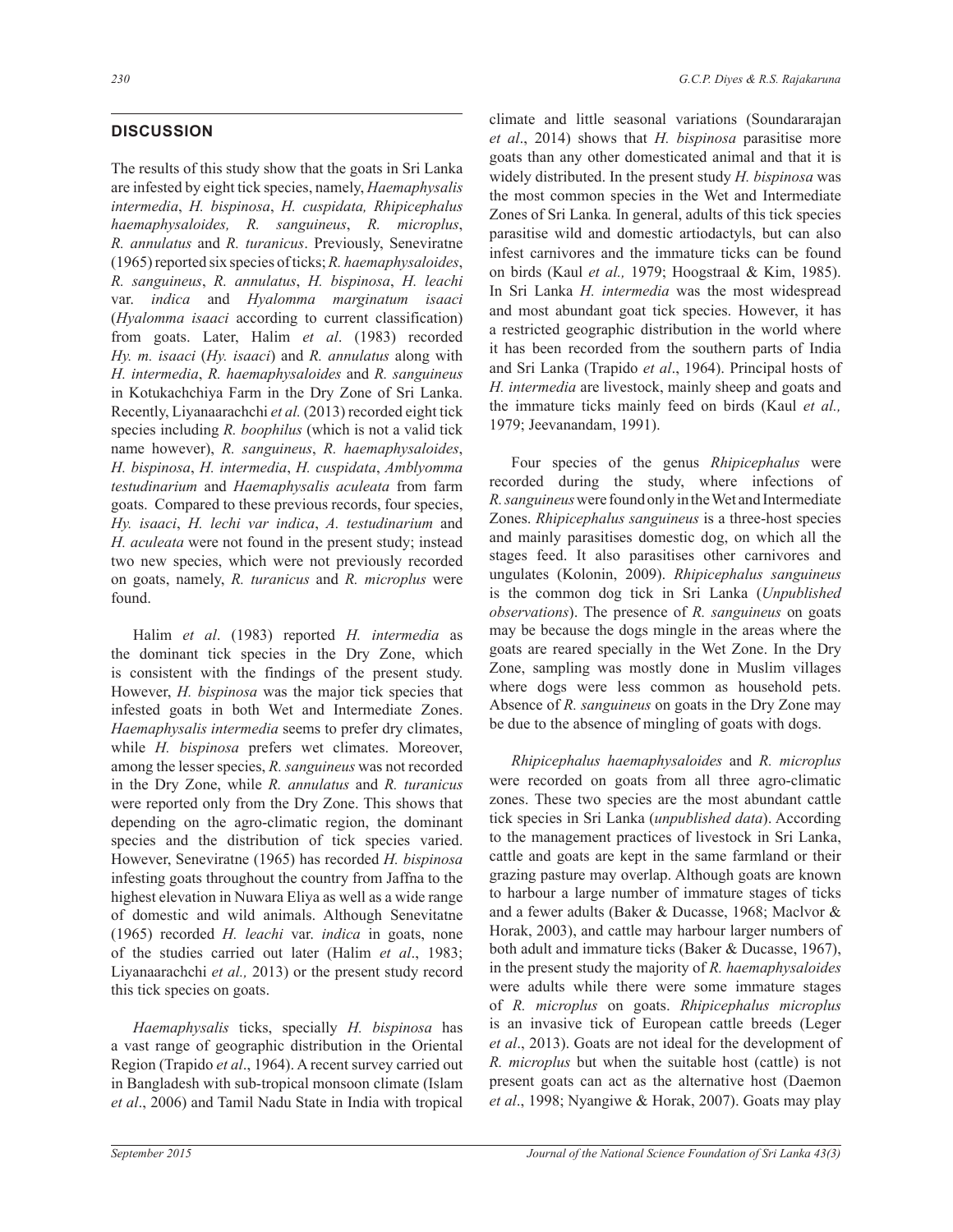## DISCUSSION

The results of this study show that the goats in Sri Lanka are infested by eight tick species, namely, *Haemaphysalis intermedia*, *H. bispinosa*, *H. cuspidata, Rhipicephalus haemaphysaloides, R. sanguineus*, *R. microplus*, *R. annulatus* and *R. turanicus*. Previously, Seneviratne (1965) reported six species of ticks; *R. haemaphysaloides*, *R. sanguineus*, *R. annulatus*, *H. bispinosa*, *H. leachi* var. *indica* and *Hyalomma marginatum isaaci* (*Hyalomma isaaci* according to current classification) from goats. Later, Halim *et al*. (1983) recorded *Hy. m. isaaci* (*Hy. isaaci*) and *R. annulatus* along with *H. intermedia*, *R. haemaphysaloides* and *R. sanguineus* in Kotukachchiya Farm in the Dry Zone of Sri Lanka. Recently, Liyanaarachchi *et al.* (2013) recorded eight tick species including *R. boophilus* (which is not a valid tick name however), *R. sanguineus*, *R. haemaphysaloides*, *H. bispinosa*, *H. intermedia*, *H. cuspidata*, *Amblyomma testudinarium* and *Haemaphysalis aculeata* from farm goats. Compared to these previous records, four species, *Hy. isaaci*, *H. lechi var indica*, *A. testudinarium* and *H. aculeata* were not found in the present study; instead two new species, which were not previously recorded on goats, namely, *R. turanicus* and *R. microplus* were found.

Halim *et al*. (1983) reported *H. intermedia* as the dominant tick species in the Dry Zone, which is consistent with the findings of the present study. However, *H. bispinosa* was the major tick species that infested goats in both Wet and Intermediate Zones. *Haemaphysalis intermedia* seems to prefer dry climates, while *H. bispinosa* prefers wet climates. Moreover, among the lesser species, *R. sanguineus* was not recorded in the Dry Zone, while *R. annulatus* and *R. turanicus* were reported only from the Dry Zone. This shows that depending on the agro-climatic region, the dominant species and the distribution of tick species varied. However, Seneviratne (1965) has recorded *H. bispinosa* infesting goats throughout the country from Jaffna to the highest elevation in Nuwara Eliya as well as a wide range of domestic and wild animals. Although Senevitatne (1965) recorded *H. leachi* var. *indica* in goats, none of the studies carried out later (Halim *et al*., 1983; Liyanaarachchi *et al.,* 2013) or the present study record this tick species on goats.

*Haemaphysalis* ticks, specially *H. bispinosa* has a vast range of geographic distribution in the Oriental Region (Trapido *et al*., 1964). A recent survey carried out in Bangladesh with sub-tropical monsoon climate (Islam *et al*., 2006) and Tamil Nadu State in India with tropical climate and little seasonal variations (Soundararajan *et al*., 2014) shows that *H. bispinosa* parasitise more goats than any other domesticated animal and that it is widely distributed. In the present study *H. bispinosa* was the most common species in the Wet and Intermediate Zones of Sri Lanka*.* In general, adults of this tick species parasitise wild and domestic artiodactyls, but can also infest carnivores and the immature ticks can be found on birds (Kaul *et al.,* 1979; Hoogstraal & Kim, 1985). In Sri Lanka *H. intermedia* was the most widespread and most abundant goat tick species. However, it has a restricted geographic distribution in the world where it has been recorded from the southern parts of India and Sri Lanka (Trapido *et al*., 1964). Principal hosts of *H. intermedia* are livestock, mainly sheep and goats and the immature ticks mainly feed on birds (Kaul *et al.,* 1979; Jeevanandam, 1991).

Four species of the genus *Rhipicephalus* were recorded during the study, where infections of *R. sanguineus* were found only in the Wet and Intermediate Zones. *Rhipicephalus sanguineus* is a three-host species and mainly parasitises domestic dog, on which all the stages feed. It also parasitises other carnivores and ungulates (Kolonin, 2009). *Rhipicephalus sanguineus* is the common dog tick in Sri Lanka (*Unpublished observations*). The presence of *R. sanguineus* on goats may be because the dogs mingle in the areas where the goats are reared specially in the Wet Zone. In the Dry Zone, sampling was mostly done in Muslim villages where dogs were less common as household pets. Absence of *R. sanguineus* on goats in the Dry Zone may be due to the absence of mingling of goats with dogs.

*Rhipicephalus haemaphysaloides* and *R. microplus* were recorded on goats from all three agro-climatic zones. These two species are the most abundant cattle tick species in Sri Lanka (*unpublished data*). According to the management practices of livestock in Sri Lanka, cattle and goats are kept in the same farmland or their grazing pasture may overlap. Although goats are known to harbour a large number of immature stages of ticks and a fewer adults (Baker & Ducasse, 1968; Maclvor & Horak, 2003), and cattle may harbour larger numbers of both adult and immature ticks (Baker & Ducasse, 1967), in the present study the majority of *R. haemaphysaloides* were adults while there were some immature stages of *R. microplus* on goats. *Rhipicephalus microplus* is an invasive tick of European cattle breeds (Leger *et al*., 2013). Goats are not ideal for the development of *R. microplus* but when the suitable host (cattle) is not present goats can act as the alternative host (Daemon *et al*., 1998; Nyangiwe & Horak, 2007). Goats may play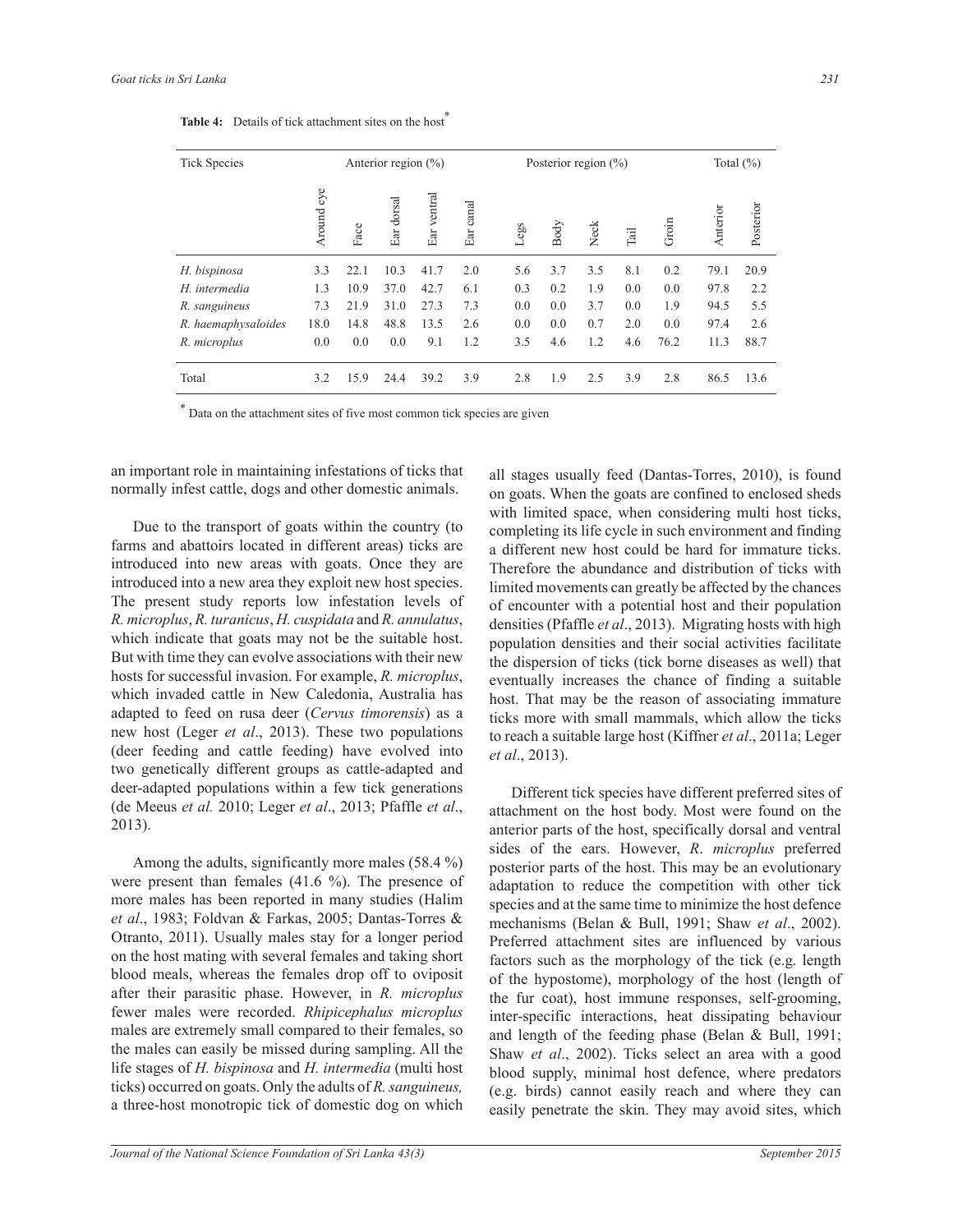**Table 4:** Details of tick attachment sites on the host*

| Tick Species | Anterior region (%) | | | | | Posterior region (%) | | | | | Total (%) | |
|---|---|---|---|---|---|---|---|---|---|---|---|---|
| | Around eye | Face | Ear dorsal | Ear ventral | Ear canal | Legs | Body | Neck | Tail | Groin | Anterior | Posterior |
| *H. bispinosa* | 3.3 | 22.1 | 10.3 | 41.7 | 2.0 | 5.6 | 3.7 | 3.5 | 8.1 | 0.2 | 79.1 | 20.9 |
| *H. intermedia* | 1.3 | 10.9 | 37.0 | 42.7 | 6.1 | 0.3 | 0.2 | 1.9 | 0.0 | 0.0 | 97.8 | 2.2 |
| *R. sanguineus* | 7.3 | 21.9 | 31.0 | 27.3 | 7.3 | 0.0 | 0.0 | 3.7 | 0.0 | 1.9 | 94.5 | 5.5 |
| *R. haemaphysaloides* | 18.0 | 14.8 | 48.8 | 13.5 | 2.6 | 0.0 | 0.0 | 0.7 | 2.0 | 0.0 | 97.4 | 2.6 |
| *R. microplus* | 0.0 | 0.0 | 0.0 | 9.1 | 1.2 | 3.5 | 4.6 | 1.2 | 4.6 | 76.2 | 11.3 | 88.7 |
| Total | 3.2 | 15.9 | 24.4 | 39.2 | 3.9 | 2.8 | 1.9 | 2.5 | 3.9 | 2.8 | 86.5 | 13.6 |

* Data on the attachment sites of five most common tick species are given

an important role in maintaining infestations of ticks that normally infest cattle, dogs and other domestic animals.

Due to the transport of goats within the country (to farms and abattoirs located in different areas) ticks are introduced into new areas with goats. Once they are introduced into a new area they exploit new host species. The present study reports low infestation levels of *R. microplus*, *R. turanicus*, *H. cuspidata* and *R. annulatus*, which indicate that goats may not be the suitable host. But with time they can evolve associations with their new hosts for successful invasion. For example, *R. microplus*, which invaded cattle in New Caledonia, Australia has adapted to feed on rusa deer (*Cervus timorensis*) as a new host (Leger *et al*., 2013). These two populations (deer feeding and cattle feeding) have evolved into two genetically different groups as cattle-adapted and deer-adapted populations within a few tick generations (de Meeus *et al.* 2010; Leger *et al*., 2013; Pfaffle *et al*., 2013).

Among the adults, significantly more males (58.4 %) were present than females (41.6 %). The presence of more males has been reported in many studies (Halim *et al*., 1983; Foldvan & Farkas, 2005; Dantas-Torres & Otranto, 2011). Usually males stay for a longer period on the host mating with several females and taking short blood meals, whereas the females drop off to oviposit after their parasitic phase. However, in *R. microplus* fewer males were recorded. *Rhipicephalus microplus* males are extremely small compared to their females, so the males can easily be missed during sampling. All the life stages of *H. bispinosa* and *H. intermedia* (multi host ticks) occurred on goats. Only the adults of *R. sanguineus,* a three-host monotropic tick of domestic dog on which all stages usually feed (Dantas-Torres, 2010), is found on goats. When the goats are confined to enclosed sheds with limited space, when considering multi host ticks, completing its life cycle in such environment and finding a different new host could be hard for immature ticks. Therefore the abundance and distribution of ticks with limited movements can greatly be affected by the chances of encounter with a potential host and their population densities (Pfaffle *et al*., 2013). Migrating hosts with high population densities and their social activities facilitate the dispersion of ticks (tick borne diseases as well) that eventually increases the chance of finding a suitable host. That may be the reason of associating immature ticks more with small mammals, which allow the ticks to reach a suitable large host (Kiffner *et al*., 2011a; Leger *et al*., 2013).

Different tick species have different preferred sites of attachment on the host body. Most were found on the anterior parts of the host, specifically dorsal and ventral sides of the ears. However, *R*. *microplus* preferred posterior parts of the host. This may be an evolutionary adaptation to reduce the competition with other tick species and at the same time to minimize the host defence mechanisms (Belan & Bull, 1991; Shaw *et al*., 2002). Preferred attachment sites are influenced by various factors such as the morphology of the tick (e.g. length of the hypostome), morphology of the host (length of the fur coat), host immune responses, self-grooming, inter-specific interactions, heat dissipating behaviour and length of the feeding phase (Belan & Bull, 1991; Shaw *et al*., 2002). Ticks select an area with a good blood supply, minimal host defence, where predators (e.g. birds) cannot easily reach and where they can easily penetrate the skin. They may avoid sites, which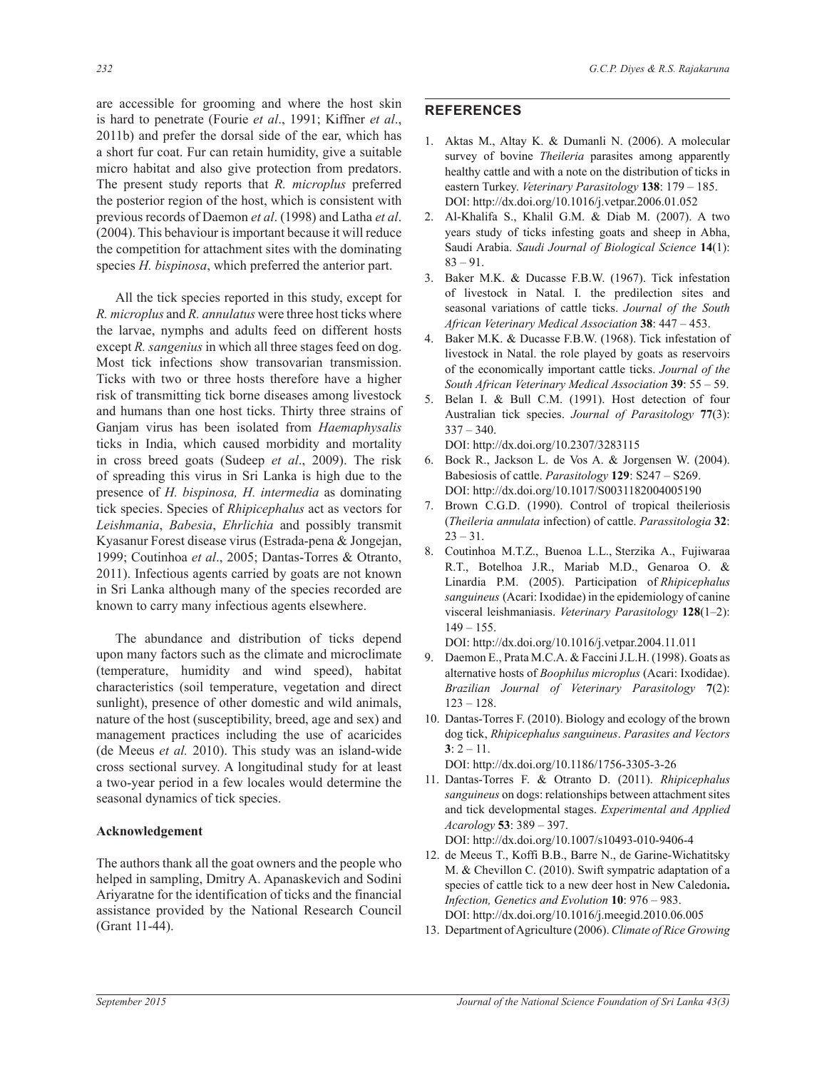are accessible for grooming and where the host skin is hard to penetrate (Fourie *et al*., 1991; Kiffner *et al*., 2011b) and prefer the dorsal side of the ear, which has a short fur coat. Fur can retain humidity, give a suitable micro habitat and also give protection from predators. The present study reports that *R. microplus* preferred the posterior region of the host, which is consistent with previous records of Daemon *et al*. (1998) and Latha *et al*. (2004). This behaviour is important because it will reduce the competition for attachment sites with the dominating species *H. bispinosa*, which preferred the anterior part.

All the tick species reported in this study, except for *R. microplus* and *R. annulatus* were three host ticks where the larvae, nymphs and adults feed on different hosts except *R. sangenius* in which all three stages feed on dog. Most tick infections show transovarian transmission. Ticks with two or three hosts therefore have a higher risk of transmitting tick borne diseases among livestock and humans than one host ticks. Thirty three strains of Ganjam virus has been isolated from *Haemaphysalis* ticks in India, which caused morbidity and mortality in cross breed goats (Sudeep *et al*., 2009). The risk of spreading this virus in Sri Lanka is high due to the presence of *H. bispinosa, H. intermedia* as dominating tick species. Species of *Rhipicephalus* act as vectors for *Leishmania*, *Babesia*, *Ehrlichia* and possibly transmit Kyasanur Forest disease virus (Estrada-pena & Jongejan, 1999; Coutinhoa *et al*., 2005; Dantas-Torres & Otranto, 2011). Infectious agents carried by goats are not known in Sri Lanka although many of the species recorded are known to carry many infectious agents elsewhere.

The abundance and distribution of ticks depend upon many factors such as the climate and microclimate (temperature, humidity and wind speed), habitat characteristics (soil temperature, vegetation and direct sunlight), presence of other domestic and wild animals, nature of the host (susceptibility, breed, age and sex) and management practices including the use of acaricides (de Meeus *et al.* 2010). This study was an island-wide cross sectional survey. A longitudinal study for at least a two-year period in a few locales would determine the seasonal dynamics of tick species.

### Acknowledgement

The authors thank all the goat owners and the people who helped in sampling, Dmitry A. Apanaskevich and Sodini Ariyaratne for the identification of ticks and the financial assistance provided by the National Research Council (Grant 11-44).

## REFERENCES

1. Aktas M., Altay K. & Dumanli N. (2006). A molecular survey of bovine *Theileria* parasites among apparently healthy cattle and with a note on the distribution of ticks in eastern Turkey. *Veterinary Parasitology* **138**: 179 – 185. DOI: http://dx.doi.org/10.1016/j.vetpar.2006.01.052
2. Al-Khalifa S., Khalil G.M. & Diab M. (2007). A two years study of ticks infesting goats and sheep in Abha, Saudi Arabia. *Saudi Journal of Biological Science* **14**(1): 83 – 91.
3. Baker M.K. & Ducasse F.B.W. (1967). Tick infestation of livestock in Natal. I. the predilection sites and seasonal variations of cattle ticks. *Journal of the South African Veterinary Medical Association* **38**: 447 – 453.
4. Baker M.K. & Ducasse F.B.W. (1968). Tick infestation of livestock in Natal. the role played by goats as reservoirs of the economically important cattle ticks. *Journal of the South African Veterinary Medical Association* **39**: 55 – 59.
5. Belan I. & Bull C.M. (1991). Host detection of four Australian tick species. *Journal of Parasitology* **77**(3): 337 – 340. DOI: http://dx.doi.org/10.2307/3283115
6. Bock R., Jackson L. de Vos A. & Jorgensen W. (2004). Babesiosis of cattle. *Parasitology* **129**: S247 – S269. DOI: http://dx.doi.org/10.1017/S0031182004005190
7. Brown C.G.D. (1990). Control of tropical theileriosis (*Theileria annulata* infection) of cattle. *Parassitologia* **32**: 23 – 31.
8. Coutinhoa M.T.Z., Buenoa L.L., Sterzika A., Fujiwaraa R.T., Botelhoa J.R., Mariab M.D., Genaroa O. & Linardia P.M. (2005). Participation of *Rhipicephalus sanguineus* (Acari: Ixodidae) in the epidemiology of canine visceral leishmaniasis. *Veterinary Parasitology* **128**(1–2): 149 – 155. DOI: http://dx.doi.org/10.1016/j.vetpar.2004.11.011
9. Daemon E., Prata M.C.A. & Faccini J.L.H. (1998). Goats as alternative hosts of *Boophilus microplus* (Acari: Ixodidae). *Brazilian Journal of Veterinary Parasitology* **7**(2): 123 – 128.
10. Dantas-Torres F. (2010). Biology and ecology of the brown dog tick, *Rhipicephalus sanguineus*. *Parasites and Vectors* **3**: 2 – 11. DOI: http://dx.doi.org/10.1186/1756-3305-3-26
11. Dantas-Torres F. & Otranto D. (2011). *Rhipicephalus sanguineus* on dogs: relationships between attachment sites and tick developmental stages. *Experimental and Applied Acarology* **53**: 389 – 397. DOI: http://dx.doi.org/10.1007/s10493-010-9406-4
12. de Meeus T., Koffi B.B., Barre N., de Garine-Wichatitsky M. & Chevillon C. (2010). Swift sympatric adaptation of a species of cattle tick to a new deer host in New Caledonia**.** *Infection, Genetics and Evolution* **10**: 976 – 983. DOI: http://dx.doi.org/10.1016/j.meegid.2010.06.005
13. Department of Agriculture (2006). *Climate of Rice Growing*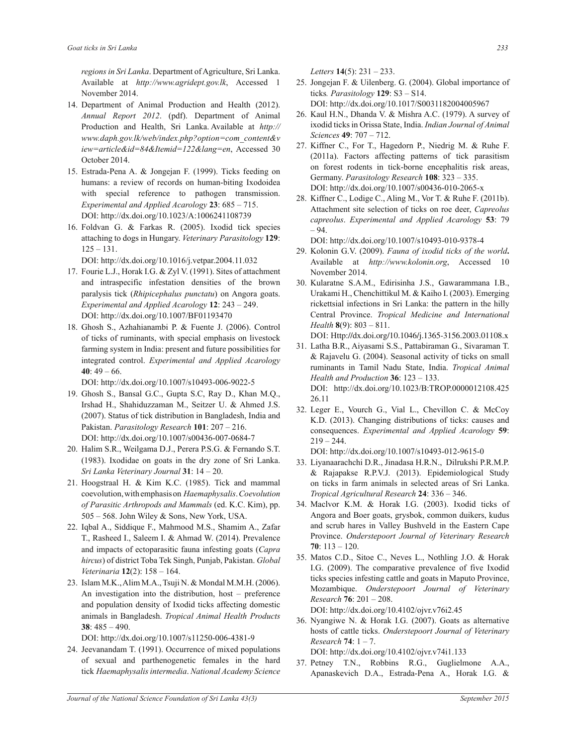*regions in Sri Lanka*. Department of Agriculture, Sri Lanka. Available at *http://www.agridept.gov.lk*, Accessed 1 November 2014.

14. Department of Animal Production and Health (2012). *Annual Report 2012*. (pdf). Department of Animal Production and Health, Sri Lanka. Available at *http://www.daph.gov.lk/web/index.php?option=com_content&view=article&id=84&Itemid=122&lang=en*, Accessed 30 October 2014.
15. Estrada-Pena A. & Jongejan F. (1999). Ticks feeding on humans: a review of records on human-biting Ixodoidea with special reference to pathogen transmission. *Experimental and Applied Acarology* **23**: 685 – 715. DOI: http://dx.doi.org/10.1023/A:1006241108739
16. Foldvan G. & Farkas R. (2005). Ixodid tick species attaching to dogs in Hungary. *Veterinary Parasitology* **129**: 125 – 131. DOI: http://dx.doi.org/10.1016/j.vetpar.2004.11.032
17. Fourie L.J., Horak I.G. & Zyl V. (1991). Sites of attachment and intraspecific infestation densities of the brown paralysis tick (*Rhipicephalus punctatu*) on Angora goats. *Experimental and Applied Acarology* **12**: 243 – 249. DOI: http://dx.doi.org/10.1007/BF01193470
18. Ghosh S., Azhahianambi P. & Fuente J. (2006). Control of ticks of ruminants, with special emphasis on livestock farming system in India: present and future possibilities for integrated control. *Experimental and Applied Acarology* **40**: 49 – 66. DOI: http://dx.doi.org/10.1007/s10493-006-9022-5
19. Ghosh S., Bansal G.C., Gupta S.C, Ray D., Khan M.Q., Irshad H., Shahiduzzaman M., Seitzer U. & Ahmed J.S. (2007). Status of tick distribution in Bangladesh, India and Pakistan. *Parasitology Research* **101**: 207 – 216. DOI: http://dx.doi.org/10.1007/s00436-007-0684-7
20. Halim S.R., Weilgama D.J., Perera P.S.G. & Fernando S.T. (1983). Ixodidae on goats in the dry zone of Sri Lanka. *Sri Lanka Veterinary Journal* **31**: 14 – 20.
21. Hoogstraal H. & Kim K.C. (1985). Tick and mammal coevolution, with emphasis on *Haemaphysalis*. *Coevolution of Parasitic Arthropods and Mammals* (ed. K.C. Kim), pp. 505 – 568. John Wiley & Sons, New York, USA.
22. Iqbal A., Siddique F., Mahmood M.S., Shamim A., Zafar T., Rasheed I., Saleem I. & Ahmad W. (2014). Prevalence and impacts of ectoparasitic fauna infesting goats (*Capra hircus*) of district Toba Tek Singh, Punjab, Pakistan. *Global Veterinaria* **12**(2): 158 – 164.
23. Islam M.K., Alim M.A., Tsuji N. & Mondal M.M.H. (2006). An investigation into the distribution, host – preference and population density of Ixodid ticks affecting domestic animals in Bangladesh. *Tropical Animal Health Products* **38**: 485 – 490. DOI: http://dx.doi.org/10.1007/s11250-006-4381-9
24. Jeevanandam T. (1991). Occurrence of mixed populations of sexual and parthenogenetic females in the hard tick *Haemaphysalis intermedia*. *National Academy Science Letters* **14**(5): 231 – 233.
25. Jongejan F. & Uilenberg. G. (2004). Global importance of ticks*. Parasitology* **129**: S3 – S14. DOI: http://dx.doi.org/10.1017/S0031182004005967
26. Kaul H.N., Dhanda V. & Mishra A.C. (1979). A survey of ixodid ticks in Orissa State, India. *Indian Journal of Animal Sciences* **49**: 707 – 712.
27. Kiffner C., For T., Hagedorn P., Niedrig M. & Ruhe F. (2011a). Factors affecting patterns of tick parasitism on forest rodents in tick-borne encephalitis risk areas, Germany. *Parasitology Research* **108**: 323 – 335. DOI: http://dx.doi.org/10.1007/s00436-010-2065-x
28. Kiffner C., Lodige C., Aling M., Vor T. & Ruhe F. (2011b). Attachment site selection of ticks on roe deer, *Capreolus capreolus*. *Experimental and Applied Acarology* **53**: 79 – 94. DOI: http://dx.doi.org/10.1007/s10493-010-9378-4
29. Kolonin G.V. (2009). *Fauna of ixodid ticks of the world***.** Available at *http://www.kolonin.org*, Accessed 10 November 2014.
30. Kularatne S.A.M., Edirisinha J.S., Gawarammana I.B., Urakami H., Chenchittikul M. & Kaiho I. (2003). Emerging rickettsial infections in Sri Lanka: the pattern in the hilly Central Province. *Tropical Medicine and International Health* **8**(9): 803 – 811. DOI: Http://dx.doi.org/10.1046/j.1365-3156.2003.01108.x
31. Latha B.R., Aiyasami S.S., Pattabiraman G., Sivaraman T. & Rajavelu G. (2004). Seasonal activity of ticks on small ruminants in Tamil Nadu State, India. *Tropical Animal Health and Production* **36**: 123 – 133. DOI: http://dx.doi.org/10.1023/B:TROP.0000012108.42526.11
32. Leger E., Vourch G., Vial L., Chevillon C. & McCoy K.D. (2013). Changing distributions of ticks: causes and consequences. *Experimental and Applied Acarology* **59**: 219 – 244. DOI: http://dx.doi.org/10.1007/s10493-012-9615-0
33. Liyanaarachchi D.R., Jinadasa H.R.N., Dilrukshi P.R.M.P. & Rajapakse R.P.V.J. (2013). Epidemiological Study on ticks in farm animals in selected areas of Sri Lanka. *Tropical Agricultural Research* **24**: 336 – 346.
34. MacIvor K.M. & Horak I.G. (2003). Ixodid ticks of Angora and Boer goats, grysbok, common duikers, kudus and scrub hares in Valley Bushveld in the Eastern Cape Province. *Onderstepoort Journal of Veterinary Research* **70**: 113 – 120.
35. Matos C.D., Sitoe C., Neves L., Nothling J.O. & Horak I.G. (2009). The comparative prevalence of five Ixodid ticks species infesting cattle and goats in Maputo Province, Mozambique. *Onderstepoort Journal of Veterinary Research* **76**: 201 – 208. DOI: http://dx.doi.org/10.4102/ojvr.v76i2.45
36. Nyangiwe N. & Horak I.G. (2007). Goats as alternative hosts of cattle ticks. *Onderstepoort Journal of Veterinary Research* **74**: 1 – 7. DOI: http://dx.doi.org/10.4102/ojvr.v74i1.133
37. Petney T.N., Robbins R.G., Guglielmone A.A., Apanaskevich D.A., Estrada-Pena A., Horak I.G. &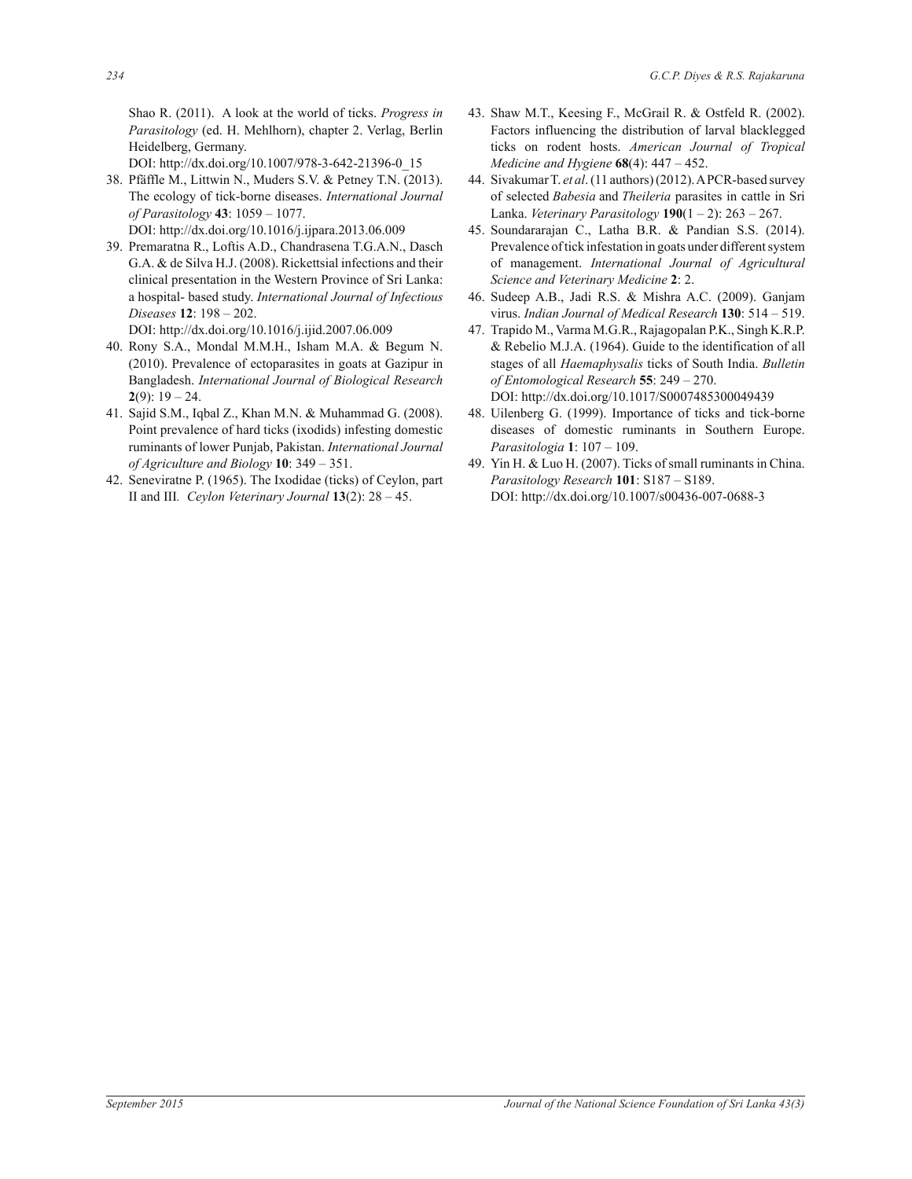Shao R. (2011). A look at the world of ticks. *Progress in Parasitology* (ed. H. Mehlhorn), chapter 2. Verlag, Berlin Heidelberg, Germany.
DOI: http://dx.doi.org/10.1007/978-3-642-21396-0_15

38. Pfäffle M., Littwin N., Muders S.V. & Petney T.N. (2013). The ecology of tick-borne diseases. *International Journal of Parasitology* **43**: 1059 – 1077.
DOI: http://dx.doi.org/10.1016/j.ijpara.2013.06.009

39. Premaratna R., Loftis A.D., Chandrasena T.G.A.N., Dasch G.A. & de Silva H.J. (2008). Rickettsial infections and their clinical presentation in the Western Province of Sri Lanka: a hospital- based study. *International Journal of Infectious Diseases* **12**: 198 – 202.
DOI: http://dx.doi.org/10.1016/j.ijid.2007.06.009

40. Rony S.A., Mondal M.M.H., Isham M.A. & Begum N. (2010). Prevalence of ectoparasites in goats at Gazipur in Bangladesh. *International Journal of Biological Research* **2**(9): 19 – 24.

41. Sajid S.M., Iqbal Z., Khan M.N. & Muhammad G. (2008). Point prevalence of hard ticks (ixodids) infesting domestic ruminants of lower Punjab, Pakistan. *International Journal of Agriculture and Biology* **10**: 349 – 351.

42. Seneviratne P. (1965). The Ixodidae (ticks) of Ceylon, part II and III. *Ceylon Veterinary Journal* **13**(2): 28 – 45.

43. Shaw M.T., Keesing F., McGrail R. & Ostfeld R. (2002). Factors influencing the distribution of larval blacklegged ticks on rodent hosts. *American Journal of Tropical Medicine and Hygiene* **68**(4): 447 – 452.

44. Sivakumar T. *et al*. (11 authors) (2012). A PCR-based survey of selected *Babesia* and *Theileria* parasites in cattle in Sri Lanka. *Veterinary Parasitology* **190**(1 – 2): 263 – 267.

45. Soundararajan C., Latha B.R. & Pandian S.S. (2014). Prevalence of tick infestation in goats under different system of management. *International Journal of Agricultural Science and Veterinary Medicine* **2**: 2.

46. Sudeep A.B., Jadi R.S. & Mishra A.C. (2009). Ganjam virus. *Indian Journal of Medical Research* **130**: 514 – 519.

47. Trapido M., Varma M.G.R., Rajagopalan P.K., Singh K.R.P. & Rebelio M.J.A. (1964). Guide to the identification of all stages of all *Haemaphysalis* ticks of South India. *Bulletin of Entomological Research* **55**: 249 – 270.
DOI: http://dx.doi.org/10.1017/S0007485300049439

48. Uilenberg G. (1999). Importance of ticks and tick-borne diseases of domestic ruminants in Southern Europe. *Parasitologia* **1**: 107 – 109.

49. Yin H. & Luo H. (2007). Ticks of small ruminants in China. *Parasitology Research* **101**: S187 – S189.
DOI: http://dx.doi.org/10.1007/s00436-007-0688-3